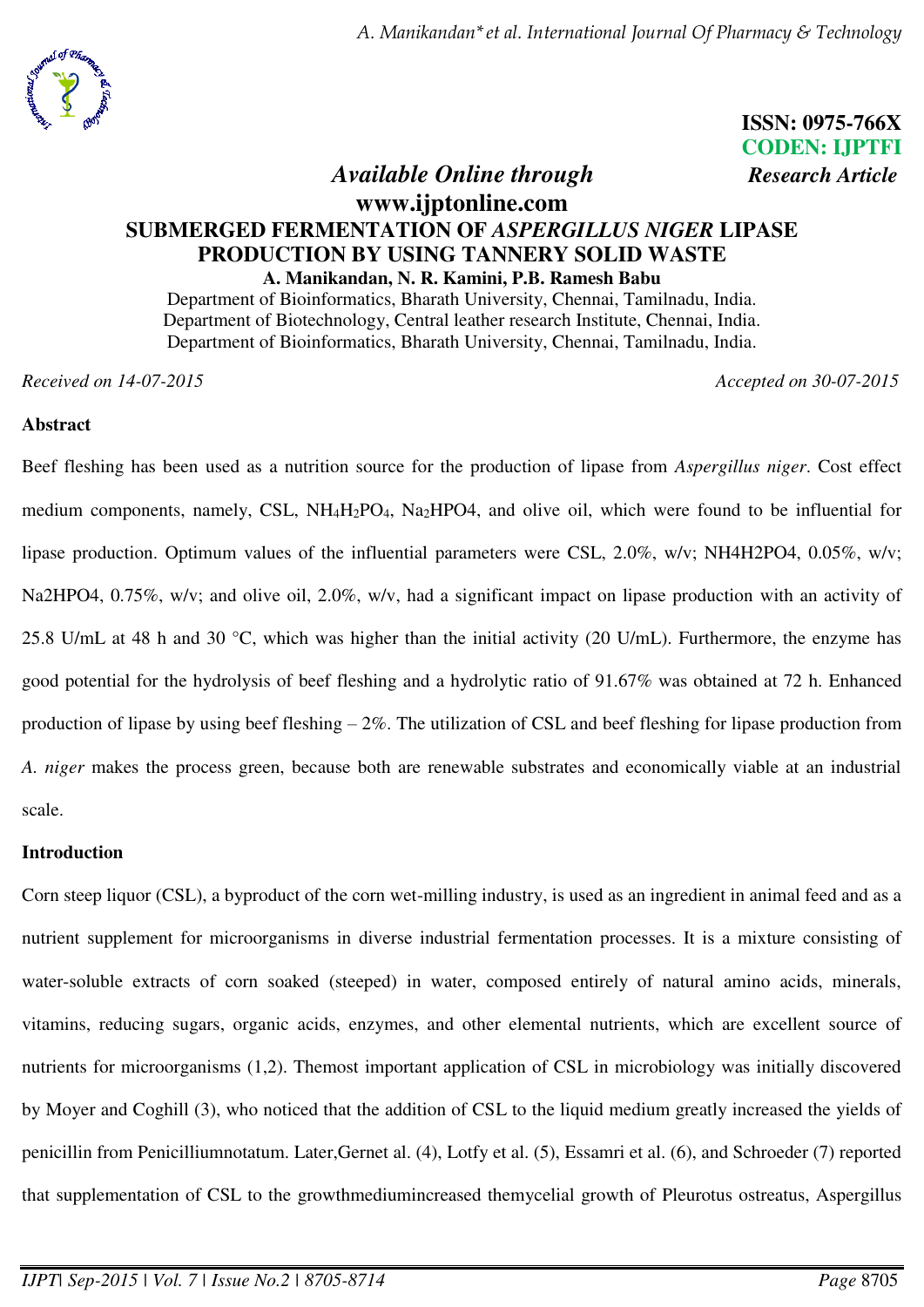ISSN: 0975-766X
CODEN: IJPTFI
*Research Article*

*Available Online through*
**www.ijptonline.com**

# SUBMERGED FERMENTATION OF *ASPERGILLUS NIGER* LIPASE PRODUCTION BY USING TANNERY SOLID WASTE

**A. Manikandan, N. R. Kamini, P.B. Ramesh Babu**

Department of Bioinformatics, Bharath University, Chennai, Tamilnadu, India.
Department of Biotechnology, Central leather research Institute, Chennai, India.
Department of Bioinformatics, Bharath University, Chennai, Tamilnadu, India.

*Received on 14-07-2015* *Accepted on 30-07-2015*

## Abstract

Beef fleshing has been used as a nutrition source for the production of lipase from *Aspergillus niger*. Cost effect medium components, namely, CSL, $NH_4H_2PO_4$, $Na_2HPO4$, and olive oil, which were found to be influential for lipase production. Optimum values of the influential parameters were CSL, 2.0%, w/v; NH4H2PO4, 0.05%, w/v; Na2HPO4, 0.75%, w/v; and olive oil, 2.0%, w/v, had a significant impact on lipase production with an activity of 25.8 U/mL at 48 h and 30 °C, which was higher than the initial activity (20 U/mL). Furthermore, the enzyme has good potential for the hydrolysis of beef fleshing and a hydrolytic ratio of 91.67% was obtained at 72 h. Enhanced production of lipase by using beef fleshing – 2%. The utilization of CSL and beef fleshing for lipase production from *A. niger* makes the process green, because both are renewable substrates and economically viable at an industrial scale.

## Introduction

Corn steep liquor (CSL), a byproduct of the corn wet-milling industry, is used as an ingredient in animal feed and as a nutrient supplement for microorganisms in diverse industrial fermentation processes. It is a mixture consisting of water-soluble extracts of corn soaked (steeped) in water, composed entirely of natural amino acids, minerals, vitamins, reducing sugars, organic acids, enzymes, and other elemental nutrients, which are excellent source of nutrients for microorganisms (1,2). Themost important application of CSL in microbiology was initially discovered by Moyer and Coghill (3), who noticed that the addition of CSL to the liquid medium greatly increased the yields of penicillin from Penicilliumnotatum. Later,Gernet al. (4), Lotfy et al. (5), Essamri et al. (6), and Schroeder (7) reported that supplementation of CSL to the growthmediumincreased themycelial growth of Pleurotus ostreatus, Aspergillus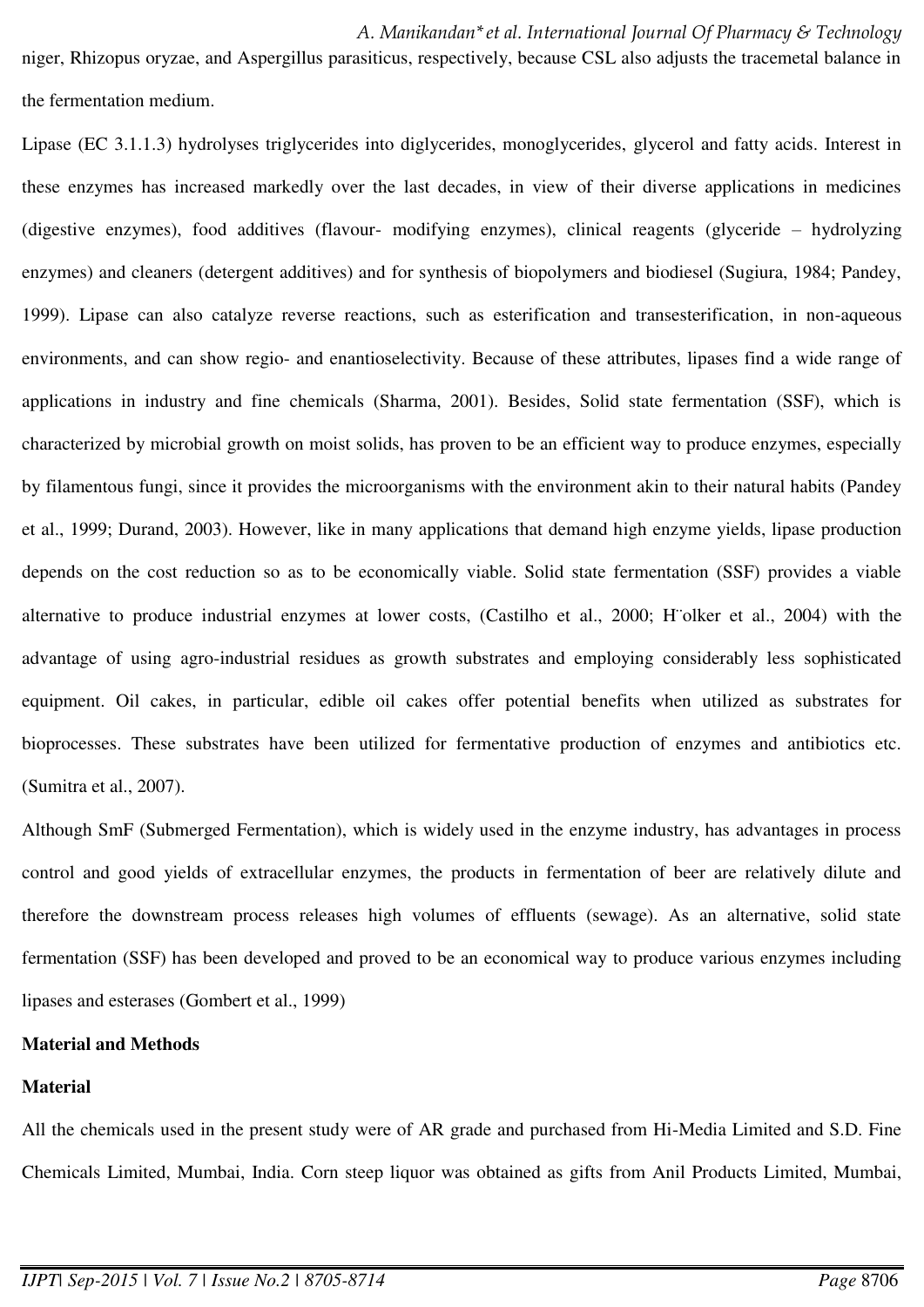niger, Rhizopus oryzae, and Aspergillus parasiticus, respectively, because CSL also adjusts the tracemetal balance in the fermentation medium.

Lipase (EC 3.1.1.3) hydrolyses triglycerides into diglycerides, monoglycerides, glycerol and fatty acids. Interest in these enzymes has increased markedly over the last decades, in view of their diverse applications in medicines (digestive enzymes), food additives (flavour- modifying enzymes), clinical reagents (glyceride – hydrolyzing enzymes) and cleaners (detergent additives) and for synthesis of biopolymers and biodiesel (Sugiura, 1984; Pandey, 1999). Lipase can also catalyze reverse reactions, such as esterification and transesterification, in non-aqueous environments, and can show regio- and enantioselectivity. Because of these attributes, lipases find a wide range of applications in industry and fine chemicals (Sharma, 2001). Besides, Solid state fermentation (SSF), which is characterized by microbial growth on moist solids, has proven to be an efficient way to produce enzymes, especially by filamentous fungi, since it provides the microorganisms with the environment akin to their natural habits (Pandey et al., 1999; Durand, 2003). However, like in many applications that demand high enzyme yields, lipase production depends on the cost reduction so as to be economically viable. Solid state fermentation (SSF) provides a viable alternative to produce industrial enzymes at lower costs, (Castilho et al., 2000; H¨olker et al., 2004) with the advantage of using agro-industrial residues as growth substrates and employing considerably less sophisticated equipment. Oil cakes, in particular, edible oil cakes offer potential benefits when utilized as substrates for bioprocesses. These substrates have been utilized for fermentative production of enzymes and antibiotics etc. (Sumitra et al., 2007).

Although SmF (Submerged Fermentation), which is widely used in the enzyme industry, has advantages in process control and good yields of extracellular enzymes, the products in fermentation of beer are relatively dilute and therefore the downstream process releases high volumes of effluents (sewage). As an alternative, solid state fermentation (SSF) has been developed and proved to be an economical way to produce various enzymes including lipases and esterases (Gombert et al., 1999)

**Material and Methods**

**Material**

All the chemicals used in the present study were of AR grade and purchased from Hi-Media Limited and S.D. Fine Chemicals Limited, Mumbai, India. Corn steep liquor was obtained as gifts from Anil Products Limited, Mumbai,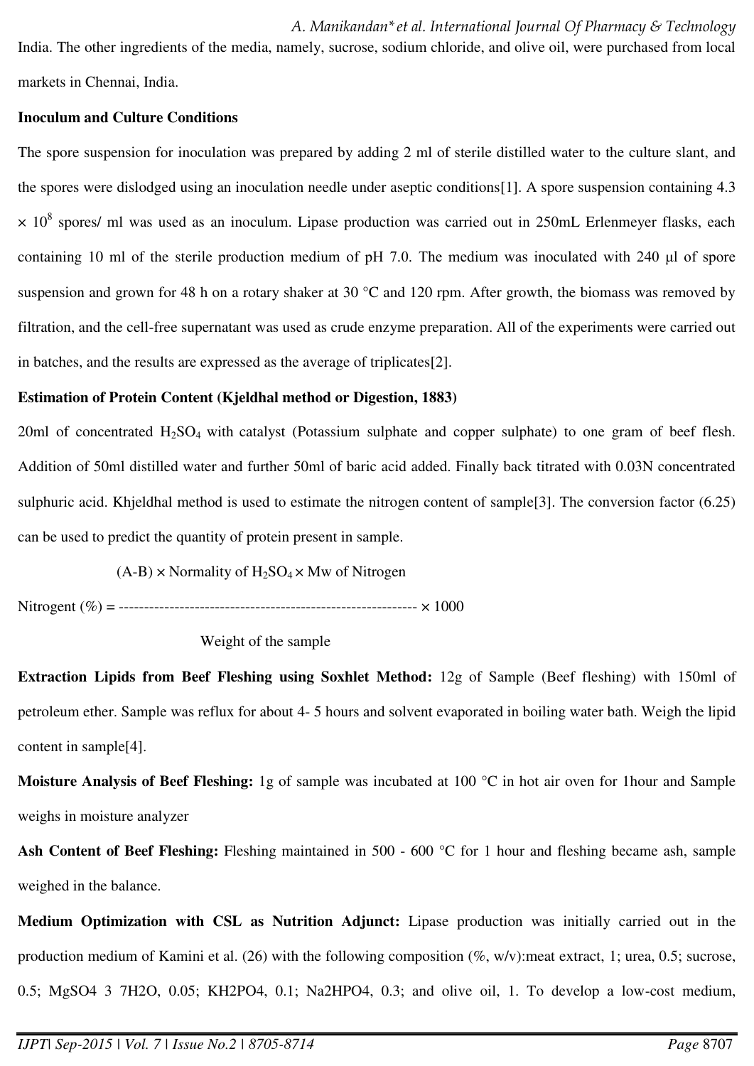India. The other ingredients of the media, namely, sucrose, sodium chloride, and olive oil, were purchased from local markets in Chennai, India.

**Inoculum and Culture Conditions**

The spore suspension for inoculation was prepared by adding 2 ml of sterile distilled water to the culture slant, and the spores were dislodged using an inoculation needle under aseptic conditions[1]. A spore suspension containing $4.3 \times 10^8$ spores/ ml was used as an inoculum. Lipase production was carried out in 250mL Erlenmeyer flasks, each containing 10 ml of the sterile production medium of pH 7.0. The medium was inoculated with 240 μl of spore suspension and grown for 48 h on a rotary shaker at 30 °C and 120 rpm. After growth, the biomass was removed by filtration, and the cell-free supernatant was used as crude enzyme preparation. All of the experiments were carried out in batches, and the results are expressed as the average of triplicates[2].

**Estimation of Protein Content (Kjeldhal method or Digestion, 1883)**

20ml of concentrated $H_2SO_4$ with catalyst (Potassium sulphate and copper sulphate) to one gram of beef flesh. Addition of 50ml distilled water and further 50ml of baric acid added. Finally back titrated with 0.03N concentrated sulphuric acid. Khjeldhal method is used to estimate the nitrogen content of sample[3]. The conversion factor (6.25) can be used to predict the quantity of protein present in sample.

$$\text{Nitrogent (\%)} = \frac{(A-B) \times \text{Normality of } H_2SO_4 \times \text{Mw of Nitrogen}}{\text{Weight of the sample}} \times 1000$$

**Extraction Lipids from Beef Fleshing using Soxhlet Method:** 12g of Sample (Beef fleshing) with 150ml of petroleum ether. Sample was reflux for about 4- 5 hours and solvent evaporated in boiling water bath. Weigh the lipid content in sample[4].

**Moisture Analysis of Beef Fleshing:** 1g of sample was incubated at 100 °C in hot air oven for 1hour and Sample weighs in moisture analyzer

**Ash Content of Beef Fleshing:** Fleshing maintained in 500 - 600 °C for 1 hour and fleshing became ash, sample weighed in the balance.

**Medium Optimization with CSL as Nutrition Adjunct:** Lipase production was initially carried out in the production medium of Kamini et al. (26) with the following composition (%, w/v):meat extract, 1; urea, 0.5; sucrose, 0.5; MgSO4 3 7H2O, 0.05; KH2PO4, 0.1; Na2HPO4, 0.3; and olive oil, 1. To develop a low-cost medium,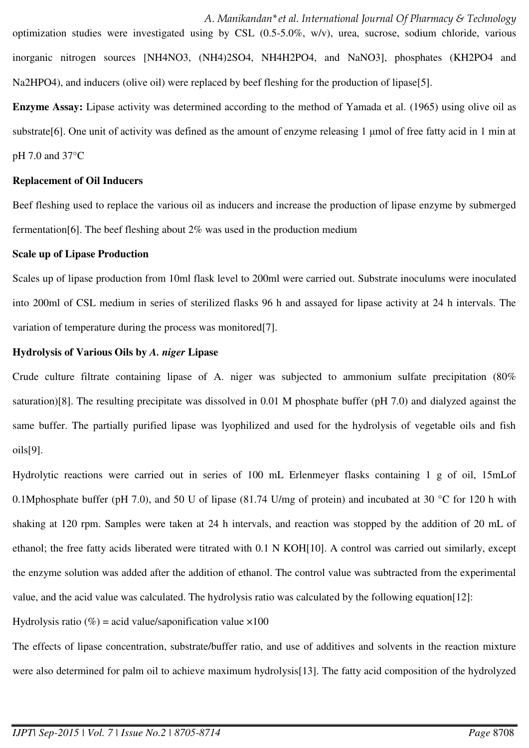optimization studies were investigated using by CSL (0.5-5.0%, w/v), urea, sucrose, sodium chloride, various inorganic nitrogen sources [$NH_4NO_3$, $(NH_4)_2SO_4$, $NH_4H_2PO_4$, and $NaNO_3$], phosphates ($KH_2PO_4$ and $Na_2HPO_4$), and inducers (olive oil) were replaced by beef fleshing for the production of lipase[5].

**Enzyme Assay:** Lipase activity was determined according to the method of Yamada et al. (1965) using olive oil as substrate[6]. One unit of activity was defined as the amount of enzyme releasing 1 μmol of free fatty acid in 1 min at pH 7.0 and 37°C

**Replacement of Oil Inducers**

Beef fleshing used to replace the various oil as inducers and increase the production of lipase enzyme by submerged fermentation[6]. The beef fleshing about 2% was used in the production medium

**Scale up of Lipase Production**

Scales up of lipase production from 10ml flask level to 200ml were carried out. Substrate inoculums were inoculated into 200ml of CSL medium in series of sterilized flasks 96 h and assayed for lipase activity at 24 h intervals. The variation of temperature during the process was monitored[7].

**Hydrolysis of Various Oils by *A. niger* Lipase**

Crude culture filtrate containing lipase of A. niger was subjected to ammonium sulfate precipitation (80% saturation)[8]. The resulting precipitate was dissolved in 0.01 M phosphate buffer (pH 7.0) and dialyzed against the same buffer. The partially purified lipase was lyophilized and used for the hydrolysis of vegetable oils and fish oils[9].

Hydrolytic reactions were carried out in series of 100 mL Erlenmeyer flasks containing 1 g of oil, 15mLof 0.1Mphosphate buffer (pH 7.0), and 50 U of lipase (81.74 U/mg of protein) and incubated at 30 °C for 120 h with shaking at 120 rpm. Samples were taken at 24 h intervals, and reaction was stopped by the addition of 20 mL of ethanol; the free fatty acids liberated were titrated with 0.1 N KOH[10]. A control was carried out similarly, except the enzyme solution was added after the addition of ethanol. The control value was subtracted from the experimental value, and the acid value was calculated. The hydrolysis ratio was calculated by the following equation[12]:

$$\text{Hydrolysis ratio (\%)} = \text{acid value}/\text{saponification value} \times 100$$

The effects of lipase concentration, substrate/buffer ratio, and use of additives and solvents in the reaction mixture were also determined for palm oil to achieve maximum hydrolysis[13]. The fatty acid composition of the hydrolyzed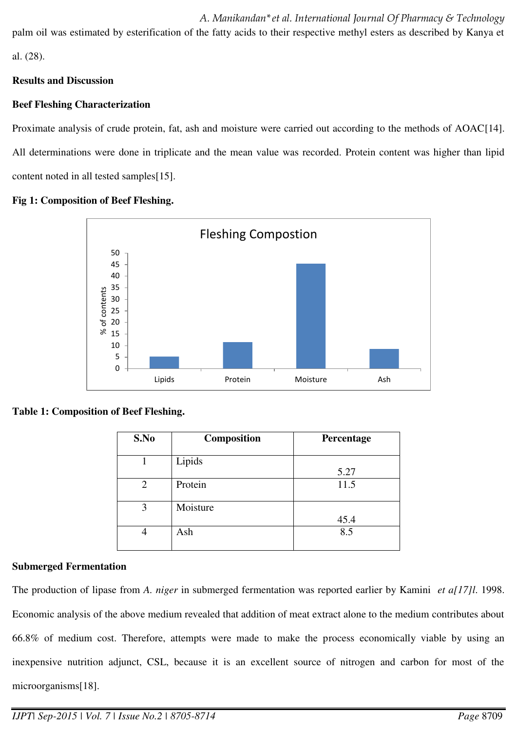palm oil was estimated by esterification of the fatty acids to their respective methyl esters as described by Kanya et al. (28).

## Results and Discussion

### Beef Fleshing Characterization

Proximate analysis of crude protein, fat, ash and moisture were carried out according to the methods of AOAC[14]. All determinations were done in triplicate and the mean value was recorded. Protein content was higher than lipid content noted in all tested samples[15].

**Fig 1: Composition of Beef Fleshing.**

**Table 1: Composition of Beef Fleshing.**

| S.No | Composition | Percentage |
|---|---|---|
| 1 | Lipids | 5.27 |
| 2 | Protein | 11.5 |
| 3 | Moisture | 45.4 |
| 4 | Ash | 8.5 |

### Submerged Fermentation

The production of lipase from *A. niger* in submerged fermentation was reported earlier by Kamini *et a[17]l.* 1998. Economic analysis of the above medium revealed that addition of meat extract alone to the medium contributes about 66.8% of medium cost. Therefore, attempts were made to make the process economically viable by using an inexpensive nutrition adjunct, CSL, because it is an excellent source of nitrogen and carbon for most of the microorganisms[18].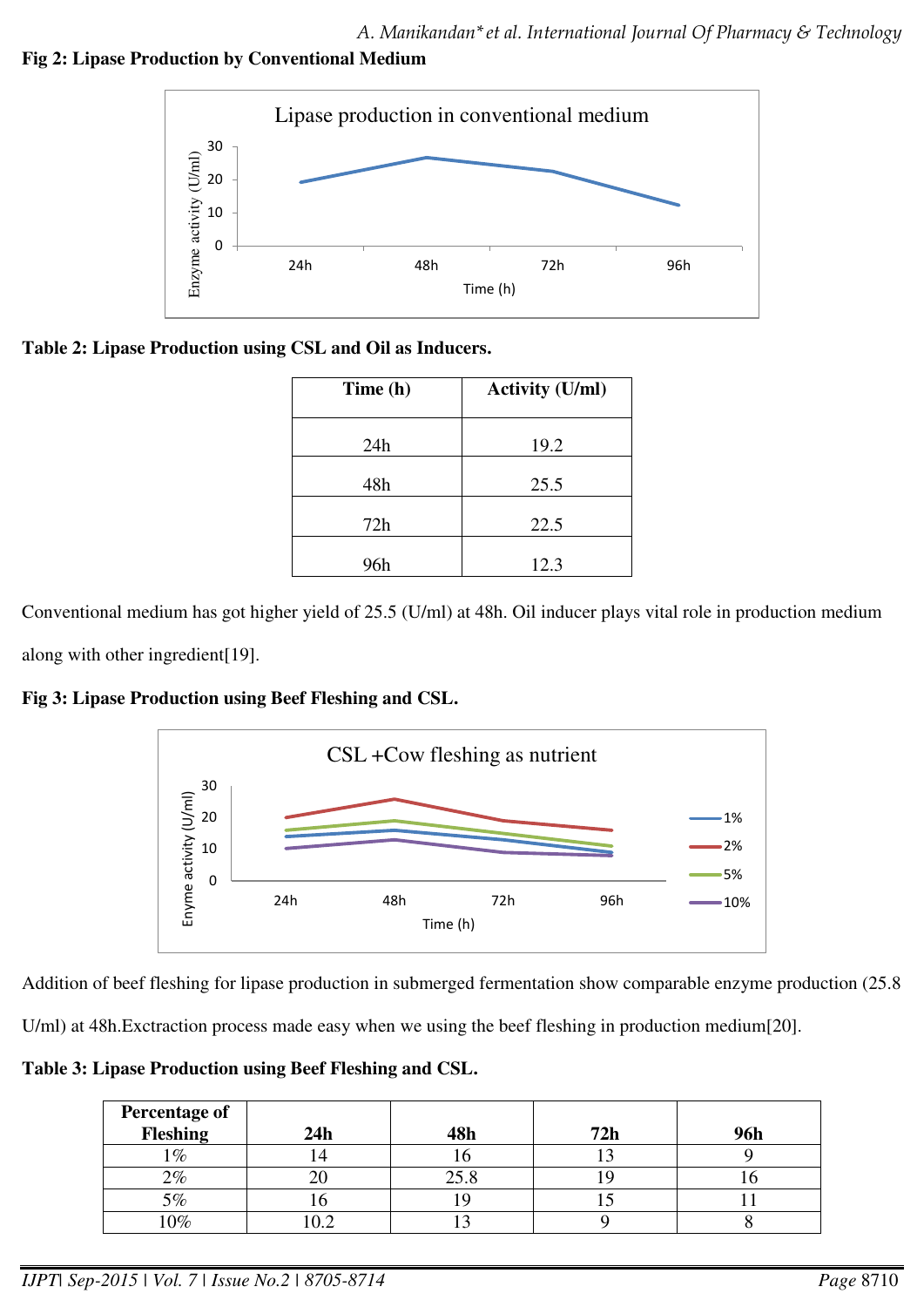**Fig 2: Lipase Production by Conventional Medium**

**Table 2: Lipase Production using CSL and Oil as Inducers.**

| Time (h) | Activity (U/ml) |
|---|---|
| 24h | 19.2 |
| 48h | 25.5 |
| 72h | 22.5 |
| 96h | 12.3 |

Conventional medium has got higher yield of 25.5 (U/ml) at 48h. Oil inducer plays vital role in production medium along with other ingredient[19].

**Fig 3: Lipase Production using Beef Fleshing and CSL.**

Addition of beef fleshing for lipase production in submerged fermentation show comparable enzyme production (25.8 U/ml) at 48h.Exctraction process made easy when we using the beef fleshing in production medium[20].

**Table 3: Lipase Production using Beef Fleshing and CSL.**

| Percentage of Fleshing | 24h | 48h | 72h | 96h |
|---|---|---|---|---|
| 1% | 14 | 16 | 13 | 9 |
| 2% | 20 | 25.8 | 19 | 16 |
| 5% | 16 | 19 | 15 | 11 |
| 10% | 10.2 | 13 | 9 | 8 |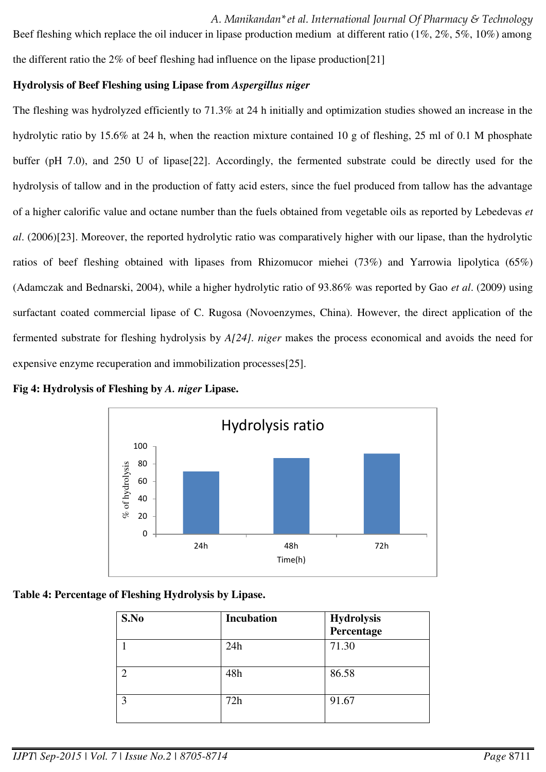Beef fleshing which replace the oil inducer in lipase production medium at different ratio (1%, 2%, 5%, 10%) among the different ratio the 2% of beef fleshing had influence on the lipase production[21]

**Hydrolysis of Beef Fleshing using Lipase from *Aspergillus niger***

The fleshing was hydrolyzed efficiently to 71.3% at 24 h initially and optimization studies showed an increase in the hydrolytic ratio by 15.6% at 24 h, when the reaction mixture contained 10 g of fleshing, 25 ml of 0.1 M phosphate buffer (pH 7.0), and 250 U of lipase[22]. Accordingly, the fermented substrate could be directly used for the hydrolysis of tallow and in the production of fatty acid esters, since the fuel produced from tallow has the advantage of a higher calorific value and octane number than the fuels obtained from vegetable oils as reported by Lebedevas *et al*. (2006)[23]. Moreover, the reported hydrolytic ratio was comparatively higher with our lipase, than the hydrolytic ratios of beef fleshing obtained with lipases from Rhizomucor miehei (73%) and Yarrowia lipolytica (65%) (Adamczak and Bednarski, 2004), while a higher hydrolytic ratio of 93.86% was reported by Gao *et al*. (2009) using surfactant coated commercial lipase of C. Rugosa (Novoenzymes, China). However, the direct application of the fermented substrate for fleshing hydrolysis by *A[24]. niger* makes the process economical and avoids the need for expensive enzyme recuperation and immobilization processes[25].

**Fig 4: Hydrolysis of Fleshing by *A. niger* Lipase.**

Hydrolysis ratio

**Table 4: Percentage of Fleshing Hydrolysis by Lipase.**

| S.No | Incubation | Hydrolysis Percentage |
|---|---|---|
| 1 | 24h | 71.30 |
| 2 | 48h | 86.58 |
| 3 | 72h | 91.67 |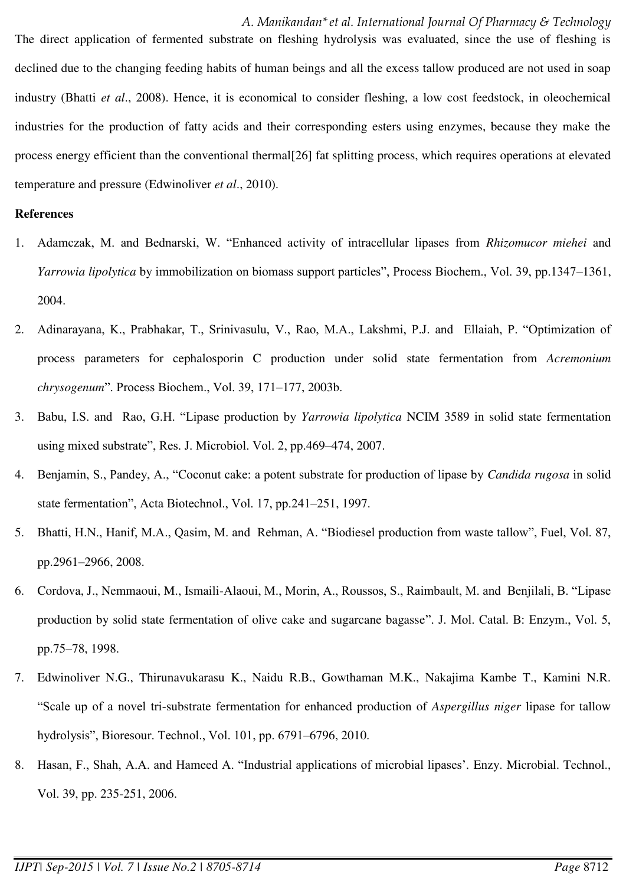The direct application of fermented substrate on fleshing hydrolysis was evaluated, since the use of fleshing is declined due to the changing feeding habits of human beings and all the excess tallow produced are not used in soap industry (Bhatti *et al*., 2008). Hence, it is economical to consider fleshing, a low cost feedstock, in oleochemical industries for the production of fatty acids and their corresponding esters using enzymes, because they make the process energy efficient than the conventional thermal[26] fat splitting process, which requires operations at elevated temperature and pressure (Edwinoliver *et al*., 2010).

**References**

1. Adamczak, M. and Bednarski, W. "Enhanced activity of intracellular lipases from *Rhizomucor miehei* and *Yarrowia lipolytica* by immobilization on biomass support particles", Process Biochem., Vol. 39, pp.1347–1361, 2004.
2. Adinarayana, K., Prabhakar, T., Srinivasulu, V., Rao, M.A., Lakshmi, P.J. and Ellaiah, P. "Optimization of process parameters for cephalosporin C production under solid state fermentation from *Acremonium chrysogenum*". Process Biochem., Vol. 39, 171–177, 2003b.
3. Babu, I.S. and Rao, G.H. "Lipase production by *Yarrowia lipolytica* NCIM 3589 in solid state fermentation using mixed substrate", Res. J. Microbiol. Vol. 2, pp.469–474, 2007.
4. Benjamin, S., Pandey, A., "Coconut cake: a potent substrate for production of lipase by *Candida rugosa* in solid state fermentation", Acta Biotechnol., Vol. 17, pp.241–251, 1997.
5. Bhatti, H.N., Hanif, M.A., Qasim, M. and Rehman, A. "Biodiesel production from waste tallow", Fuel, Vol. 87, pp.2961–2966, 2008.
6. Cordova, J., Nemmaoui, M., Ismaili-Alaoui, M., Morin, A., Roussos, S., Raimbault, M. and Benjilali, B. "Lipase production by solid state fermentation of olive cake and sugarcane bagasse". J. Mol. Catal. B: Enzym., Vol. 5, pp.75–78, 1998.
7. Edwinoliver N.G., Thirunavukarasu K., Naidu R.B., Gowthaman M.K., Nakajima Kambe T., Kamini N.R. "Scale up of a novel tri-substrate fermentation for enhanced production of *Aspergillus niger* lipase for tallow hydrolysis", Bioresour. Technol., Vol. 101, pp. 6791–6796, 2010.
8. Hasan, F., Shah, A.A. and Hameed A. "Industrial applications of microbial lipases'. Enzy. Microbial. Technol., Vol. 39, pp. 235-251, 2006.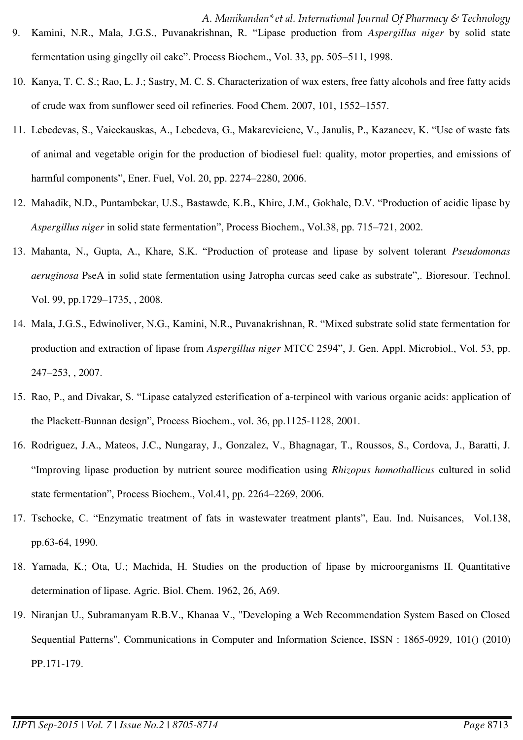9. Kamini, N.R., Mala, J.G.S., Puvanakrishnan, R. "Lipase production from *Aspergillus niger* by solid state fermentation using gingelly oil cake". Process Biochem., Vol. 33, pp. 505–511, 1998.
10. Kanya, T. C. S.; Rao, L. J.; Sastry, M. C. S. Characterization of wax esters, free fatty alcohols and free fatty acids of crude wax from sunflower seed oil refineries. Food Chem. 2007, 101, 1552–1557.
11. Lebedevas, S., Vaicekauskas, A., Lebedeva, G., Makareviciene, V., Janulis, P., Kazancev, K. "Use of waste fats of animal and vegetable origin for the production of biodiesel fuel: quality, motor properties, and emissions of harmful components", Ener. Fuel, Vol. 20, pp. 2274–2280, 2006.
12. Mahadik, N.D., Puntambekar, U.S., Bastawde, K.B., Khire, J.M., Gokhale, D.V. "Production of acidic lipase by *Aspergillus niger* in solid state fermentation", Process Biochem., Vol.38, pp. 715–721, 2002.
13. Mahanta, N., Gupta, A., Khare, S.K. "Production of protease and lipase by solvent tolerant *Pseudomonas aeruginosa* PseA in solid state fermentation using Jatropha curcas seed cake as substrate",. Bioresour. Technol. Vol. 99, pp.1729–1735, , 2008.
14. Mala, J.G.S., Edwinoliver, N.G., Kamini, N.R., Puvanakrishnan, R. "Mixed substrate solid state fermentation for production and extraction of lipase from *Aspergillus niger* MTCC 2594", J. Gen. Appl. Microbiol., Vol. 53, pp. 247–253, , 2007.
15. Rao, P., and Divakar, S. "Lipase catalyzed esterification of a-terpineol with various organic acids: application of the Plackett-Bunnan design", Process Biochem., vol. 36, pp.1125-1128, 2001.
16. Rodriguez, J.A., Mateos, J.C., Nungaray, J., Gonzalez, V., Bhagnagar, T., Roussos, S., Cordova, J., Baratti, J. "Improving lipase production by nutrient source modification using *Rhizopus homothallicus* cultured in solid state fermentation", Process Biochem., Vol.41, pp. 2264–2269, 2006.
17. Tschocke, C. "Enzymatic treatment of fats in wastewater treatment plants", Eau. Ind. Nuisances, Vol.138, pp.63-64, 1990.
18. Yamada, K.; Ota, U.; Machida, H. Studies on the production of lipase by microorganisms II. Quantitative determination of lipase. Agric. Biol. Chem. 1962, 26, A69.
19. Niranjan U., Subramanyam R.B.V., Khanaa V., "Developing a Web Recommendation System Based on Closed Sequential Patterns", Communications in Computer and Information Science, ISSN : 1865-0929, 101() (2010) PP.171-179.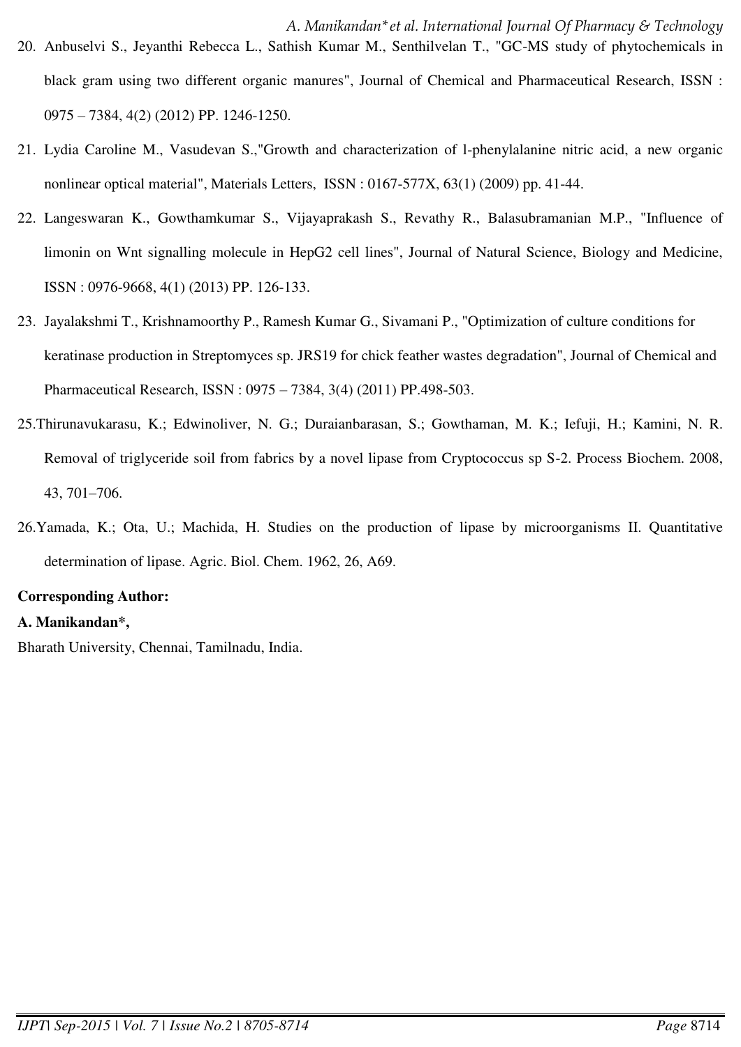20. Anbuselvi S., Jeyanthi Rebecca L., Sathish Kumar M., Senthilvelan T., "GC-MS study of phytochemicals in black gram using two different organic manures", Journal of Chemical and Pharmaceutical Research, ISSN : 0975 – 7384, 4(2) (2012) PP. 1246-1250.
21. Lydia Caroline M., Vasudevan S.,"Growth and characterization of l-phenylalanine nitric acid, a new organic nonlinear optical material", Materials Letters, ISSN : 0167-577X, 63(1) (2009) pp. 41-44.
22. Langeswaran K., Gowthamkumar S., Vijayaprakash S., Revathy R., Balasubramanian M.P., "Influence of limonin on Wnt signalling molecule in HepG2 cell lines", Journal of Natural Science, Biology and Medicine, ISSN : 0976-9668, 4(1) (2013) PP. 126-133.
23. Jayalakshmi T., Krishnamoorthy P., Ramesh Kumar G., Sivamani P., "Optimization of culture conditions for keratinase production in Streptomyces sp. JRS19 for chick feather wastes degradation", Journal of Chemical and Pharmaceutical Research, ISSN : 0975 – 7384, 3(4) (2011) PP.498-503.

25. Thirunavukarasu, K.; Edwinoliver, N. G.; Duraianbarasan, S.; Gowthaman, M. K.; Iefuji, H.; Kamini, N. R. Removal of triglyceride soil from fabrics by a novel lipase from Cryptococcus sp S-2. Process Biochem. 2008, 43, 701–706.
26. Yamada, K.; Ota, U.; Machida, H. Studies on the production of lipase by microorganisms II. Quantitative determination of lipase. Agric. Biol. Chem. 1962, 26, A69.

**Corresponding Author:**

**A. Manikandan\*,**

Bharath University, Chennai, Tamilnadu, India.